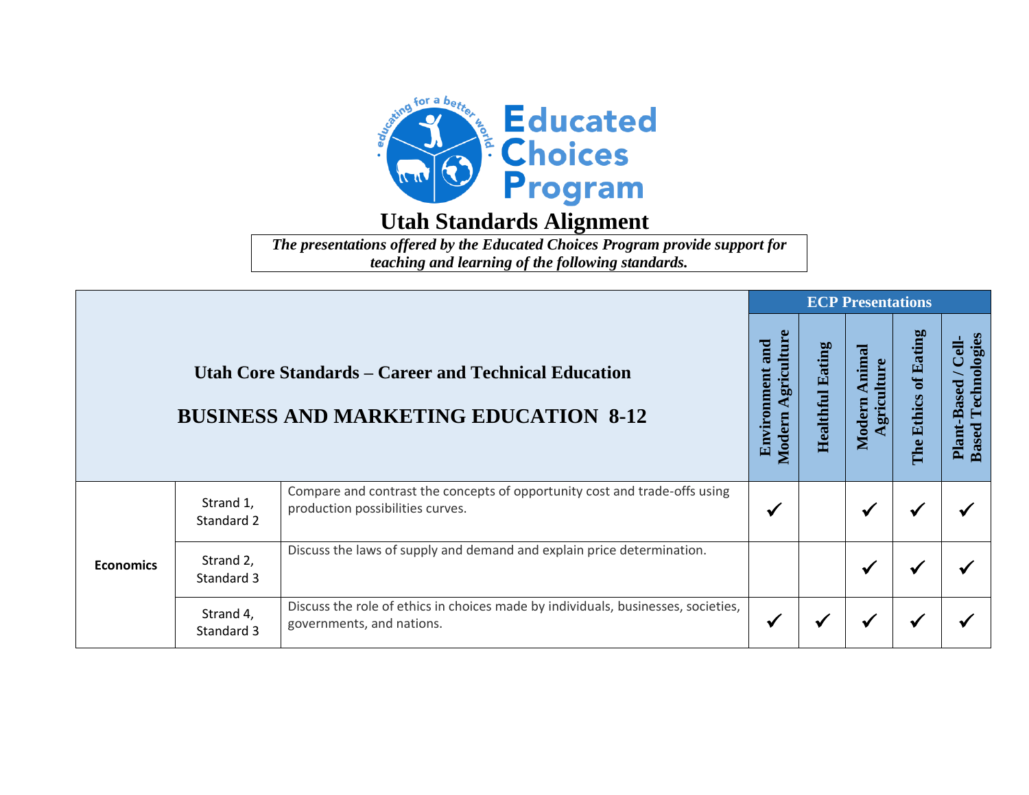Educated Choices Program

# Utah Standards Alignment

*The presentations offered by the Educated Choices Program provide support for teaching and learning of the following standards.*

| Utah Core Standards – Career and Technical Education<br><br>BUSINESS AND MARKETING EDUCATION 8-12 | | | ECP Presentations | | | | |
|---|---|---|---|---|---|---|---|
| | | | Environment and Modern Agriculture | Healthful Eating | Modern Animal Agriculture | The Ethics of Eating | Plant-Based / Cell-Based Technologies |
| **Economics** | Strand 1, Standard 2 | Compare and contrast the concepts of opportunity cost and trade-offs using production possibilities curves. | ✓ | | ✓ | ✓ | ✓ |
| | Strand 2, Standard 3 | Discuss the laws of supply and demand and explain price determination. | | | ✓ | ✓ | ✓ |
| | Strand 4, Standard 3 | Discuss the role of ethics in choices made by individuals, businesses, societies, governments, and nations. | ✓ | ✓ | ✓ | ✓ | ✓ |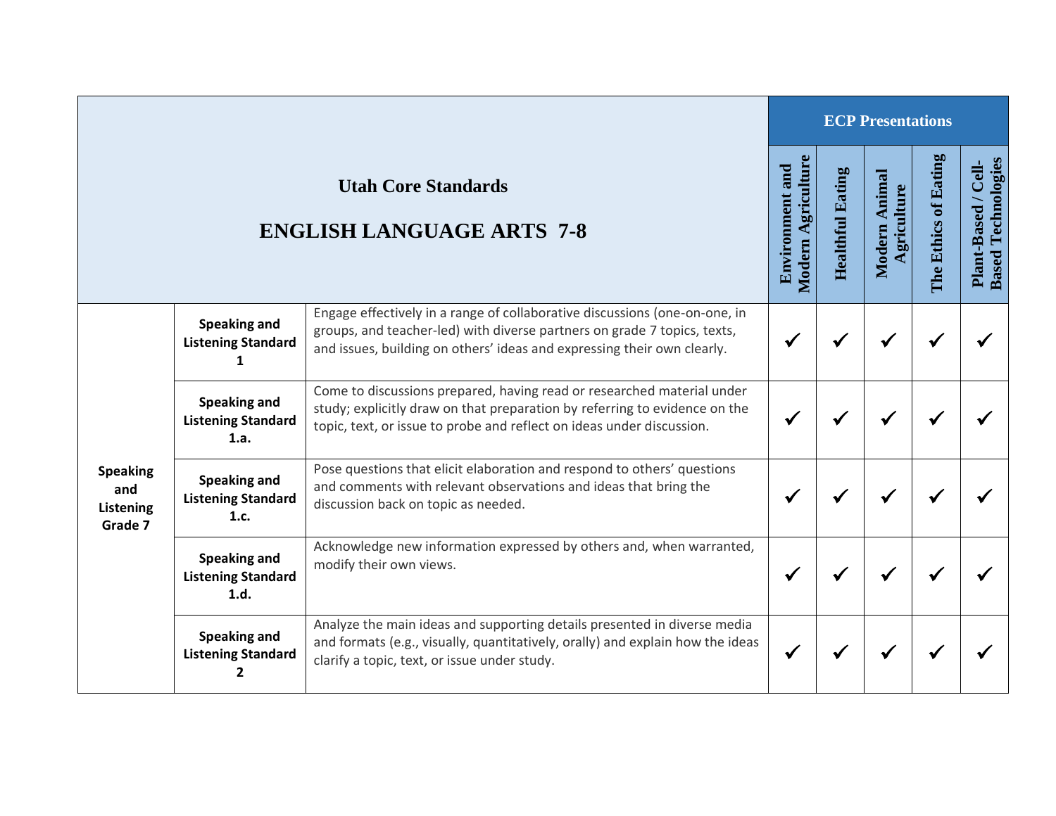| Utah Core Standards<br><br>ENGLISH LANGUAGE ARTS 7-8 | | | ECP Presentations | | | | |
|---|---|---|---|---|---|---|---|
| | | | Environment and Modern Agriculture | Healthful Eating | Modern Animal Agriculture | The Ethics of Eating | Plant-Based / Cell-Based Technologies |
| **Speaking and Listening Grade 7** | **Speaking and Listening Standard 1** | Engage effectively in a range of collaborative discussions (one-on-one, in groups, and teacher-led) with diverse partners on grade 7 topics, texts, and issues, building on others' ideas and expressing their own clearly. | ✓ | ✓ | ✓ | ✓ | ✓ |
| | **Speaking and Listening Standard 1.a.** | Come to discussions prepared, having read or researched material under study; explicitly draw on that preparation by referring to evidence on the topic, text, or issue to probe and reflect on ideas under discussion. | ✓ | ✓ | ✓ | ✓ | ✓ |
| | **Speaking and Listening Standard 1.c.** | Pose questions that elicit elaboration and respond to others' questions and comments with relevant observations and ideas that bring the discussion back on topic as needed. | ✓ | ✓ | ✓ | ✓ | ✓ |
| | **Speaking and Listening Standard 1.d.** | Acknowledge new information expressed by others and, when warranted, modify their own views. | ✓ | ✓ | ✓ | ✓ | ✓ |
| | **Speaking and Listening Standard 2** | Analyze the main ideas and supporting details presented in diverse media and formats (e.g., visually, quantitatively, orally) and explain how the ideas clarify a topic, text, or issue under study. | ✓ | ✓ | ✓ | ✓ | ✓ |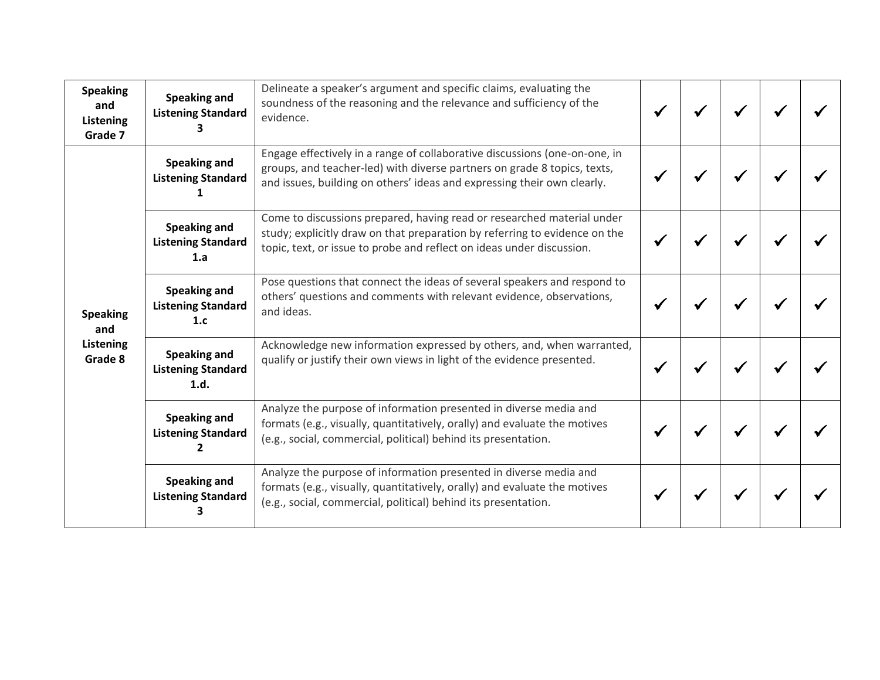| | | | | | | | |
|---|---|---|---|---|---|---|---|
| **Speaking and Listening Grade 7** | **Speaking and Listening Standard 3** | Delineate a speaker's argument and specific claims, evaluating the soundness of the reasoning and the relevance and sufficiency of the evidence. | ✓ | ✓ | ✓ | ✓ | ✓ |
| **Speaking and Listening Grade 8** | **Speaking and Listening Standard 1** | Engage effectively in a range of collaborative discussions (one-on-one, in groups, and teacher-led) with diverse partners on grade 8 topics, texts, and issues, building on others' ideas and expressing their own clearly. | ✓ | ✓ | ✓ | ✓ | ✓ |
| | **Speaking and Listening Standard 1.a** | Come to discussions prepared, having read or researched material under study; explicitly draw on that preparation by referring to evidence on the topic, text, or issue to probe and reflect on ideas under discussion. | ✓ | ✓ | ✓ | ✓ | ✓ |
| | **Speaking and Listening Standard 1.c** | Pose questions that connect the ideas of several speakers and respond to others' questions and comments with relevant evidence, observations, and ideas. | ✓ | ✓ | ✓ | ✓ | ✓ |
| | **Speaking and Listening Standard 1.d.** | Acknowledge new information expressed by others, and, when warranted, qualify or justify their own views in light of the evidence presented. | ✓ | ✓ | ✓ | ✓ | ✓ |
| | **Speaking and Listening Standard 2** | Analyze the purpose of information presented in diverse media and formats (e.g., visually, quantitatively, orally) and evaluate the motives (e.g., social, commercial, political) behind its presentation. | ✓ | ✓ | ✓ | ✓ | ✓ |
| | **Speaking and Listening Standard 3** | Analyze the purpose of information presented in diverse media and formats (e.g., visually, quantitatively, orally) and evaluate the motives (e.g., social, commercial, political) behind its presentation. | ✓ | ✓ | ✓ | ✓ | ✓ |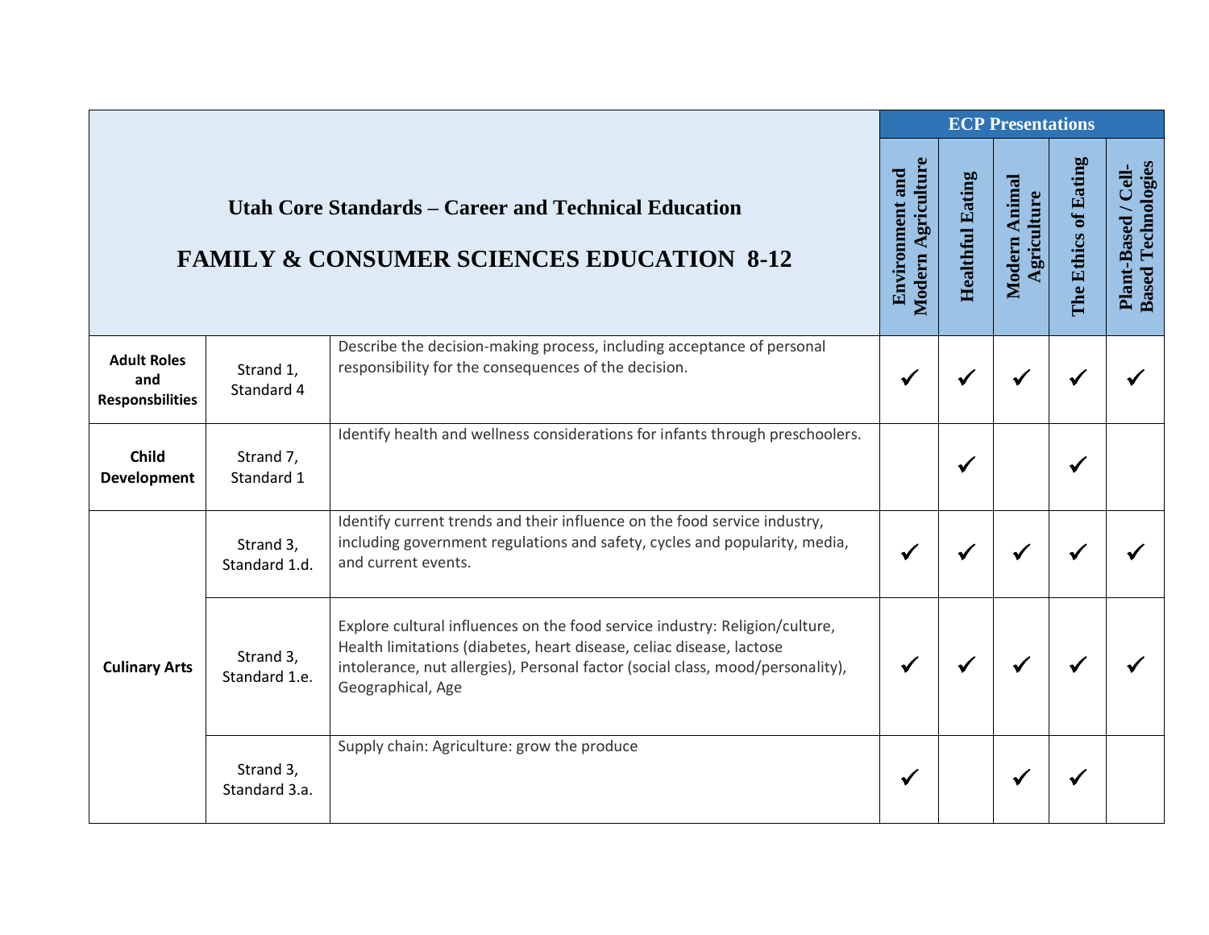| Utah Core Standards – Career and Technical Education<br>FAMILY & CONSUMER SCIENCES EDUCATION 8-12 | | | ECP Presentations | | | | |
|---|---|---|---|---|---|---|---|
| | | | Environment and Modern Agriculture | Healthful Eating | Modern Animal Agriculture | The Ethics of Eating | Plant-Based / Cell-Based Technologies |
| **Adult Roles and Responsbilities** | Strand 1, Standard 4 | Describe the decision-making process, including acceptance of personal responsibility for the consequences of the decision. | ✔ | ✔ | ✔ | ✔ | ✔ |
| **Child Development** | Strand 7, Standard 1 | Identify health and wellness considerations for infants through preschoolers. | | ✔ | | ✔ | |
| **Culinary Arts** | Strand 3, Standard 1.d. | Identify current trends and their influence on the food service industry, including government regulations and safety, cycles and popularity, media, and current events. | ✔ | ✔ | ✔ | ✔ | ✔ |
| | Strand 3, Standard 1.e. | Explore cultural influences on the food service industry: Religion/culture, Health limitations (diabetes, heart disease, celiac disease, lactose intolerance, nut allergies), Personal factor (social class, mood/personality), Geographical, Age | ✔ | ✔ | ✔ | ✔ | ✔ |
| | Strand 3, Standard 3.a. | Supply chain: Agriculture: grow the produce | ✔ | | ✔ | ✔ | |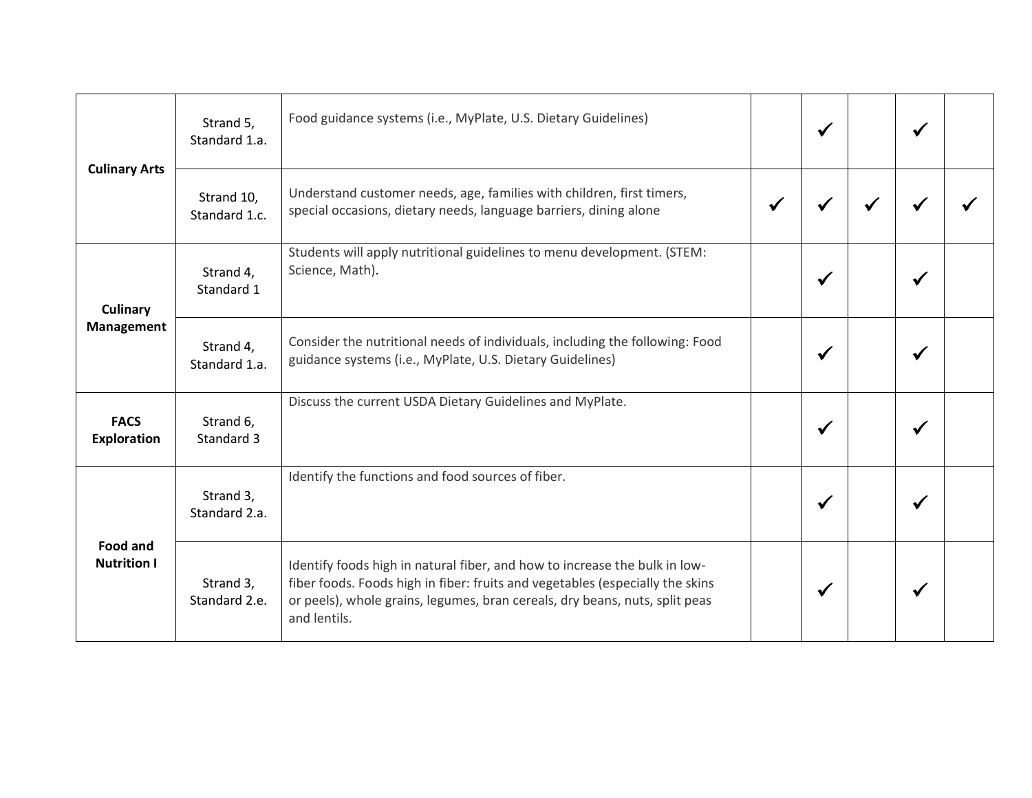| | | | | | | | |
|---|---|---|---|---|---|---|---|
| **Culinary Arts** | Strand 5, Standard 1.a. | Food guidance systems (i.e., MyPlate, U.S. Dietary Guidelines) | | ✓ | | ✓ | |
| | Strand 10, Standard 1.c. | Understand customer needs, age, families with children, first timers, special occasions, dietary needs, language barriers, dining alone | ✓ | ✓ | ✓ | ✓ | ✓ |
| **Culinary Management** | Strand 4, Standard 1 | Students will apply nutritional guidelines to menu development. (STEM: Science, Math). | | ✓ | | ✓ | |
| | Strand 4, Standard 1.a. | Consider the nutritional needs of individuals, including the following: Food guidance systems (i.e., MyPlate, U.S. Dietary Guidelines) | | ✓ | | ✓ | |
| **FACS Exploration** | Strand 6, Standard 3 | Discuss the current USDA Dietary Guidelines and MyPlate. | | ✓ | | ✓ | |
| **Food and Nutrition I** | Strand 3, Standard 2.a. | Identify the functions and food sources of fiber. | | ✓ | | ✓ | |
| | Strand 3, Standard 2.e. | Identify foods high in natural fiber, and how to increase the bulk in low-fiber foods. Foods high in fiber: fruits and vegetables (especially the skins or peels), whole grains, legumes, bran cereals, dry beans, nuts, split peas and lentils. | | ✓ | | ✓ | |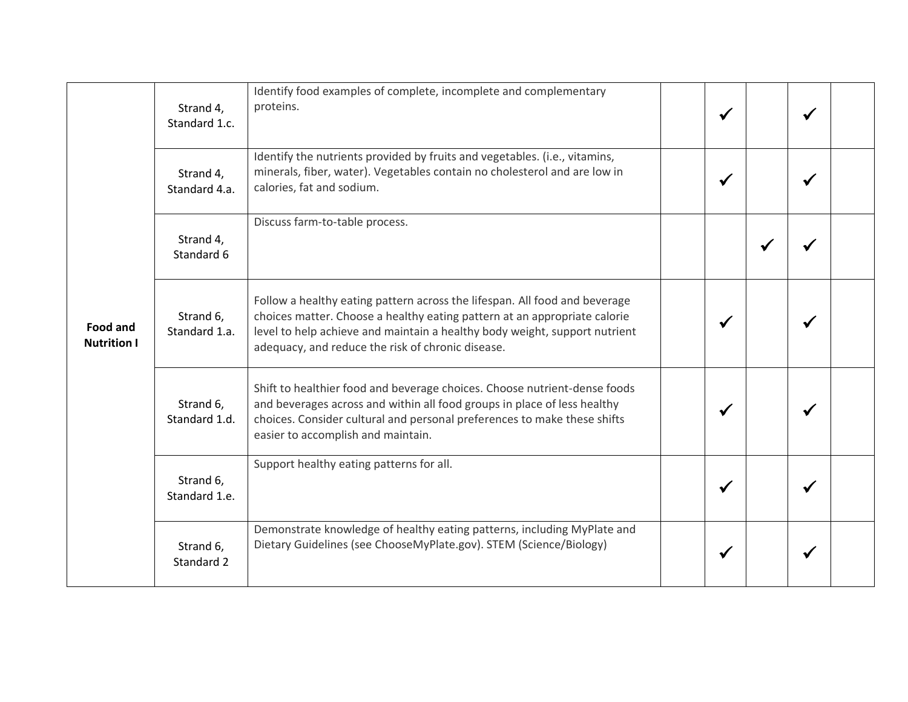| | | | | | | | |
|---|---|---|---|---|---|---|---|
| **Food and Nutrition I** | Strand 4, Standard 1.c. | Identify food examples of complete, incomplete and complementary proteins. | | ✓ | | ✓ | |
| | Strand 4, Standard 4.a. | Identify the nutrients provided by fruits and vegetables. (i.e., vitamins, minerals, fiber, water). Vegetables contain no cholesterol and are low in calories, fat and sodium. | | ✓ | | ✓ | |
| | Strand 4, Standard 6 | Discuss farm-to-table process. | | | ✓ | ✓ | |
| | Strand 6, Standard 1.a. | Follow a healthy eating pattern across the lifespan. All food and beverage choices matter. Choose a healthy eating pattern at an appropriate calorie level to help achieve and maintain a healthy body weight, support nutrient adequacy, and reduce the risk of chronic disease. | | ✓ | | ✓ | |
| | Strand 6, Standard 1.d. | Shift to healthier food and beverage choices. Choose nutrient-dense foods and beverages across and within all food groups in place of less healthy choices. Consider cultural and personal preferences to make these shifts easier to accomplish and maintain. | | ✓ | | ✓ | |
| | Strand 6, Standard 1.e. | Support healthy eating patterns for all. | | ✓ | | ✓ | |
| | Strand 6, Standard 2 | Demonstrate knowledge of healthy eating patterns, including MyPlate and Dietary Guidelines (see ChooseMyPlate.gov). STEM (Science/Biology) | | ✓ | | ✓ | |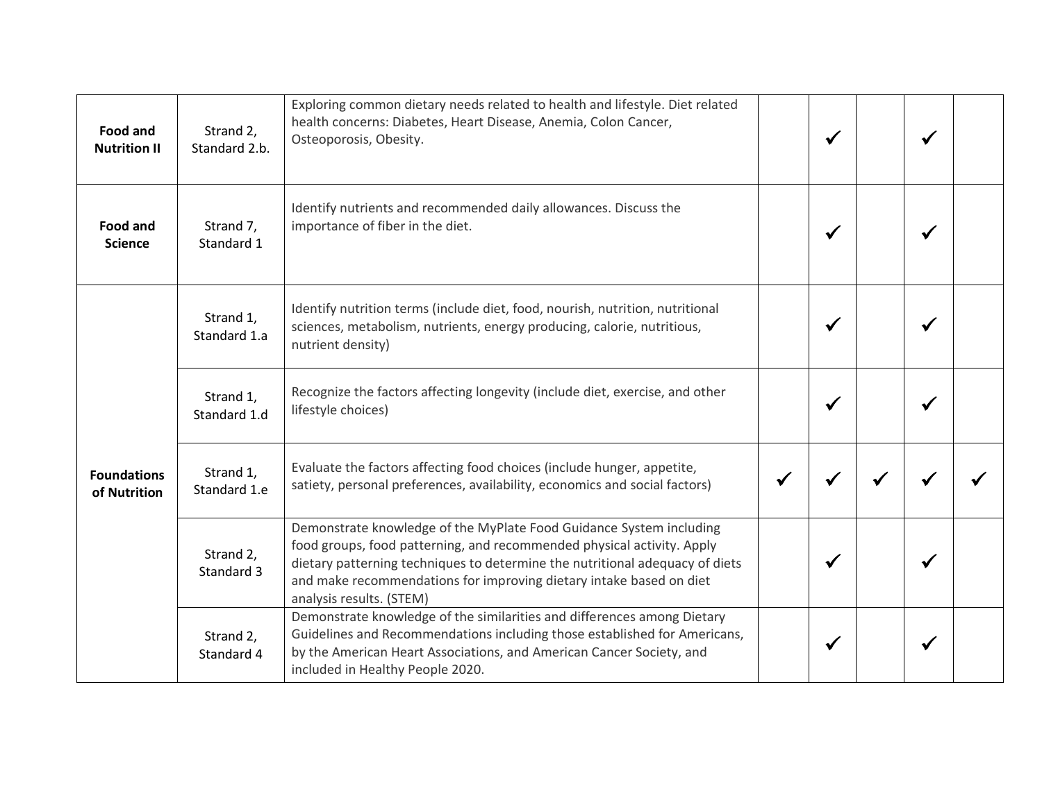| | | | | | | | |
|---|---|---|---|---|---|---|---|
| **Food and Nutrition II** | Strand 2, Standard 2.b. | Exploring common dietary needs related to health and lifestyle. Diet related health concerns: Diabetes, Heart Disease, Anemia, Colon Cancer, Osteoporosis, Obesity. | | ✓ | | ✓ | |
| **Food and Science** | Strand 7, Standard 1 | Identify nutrients and recommended daily allowances. Discuss the importance of fiber in the diet. | | ✓ | | ✓ | |
| **Foundations of Nutrition** | Strand 1, Standard 1.a | Identify nutrition terms (include diet, food, nourish, nutrition, nutritional sciences, metabolism, nutrients, energy producing, calorie, nutritious, nutrient density) | | ✓ | | ✓ | |
| | Strand 1, Standard 1.d | Recognize the factors affecting longevity (include diet, exercise, and other lifestyle choices) | | ✓ | | ✓ | |
| | Strand 1, Standard 1.e | Evaluate the factors affecting food choices (include hunger, appetite, satiety, personal preferences, availability, economics and social factors) | ✓ | ✓ | ✓ | ✓ | ✓ |
| | Strand 2, Standard 3 | Demonstrate knowledge of the MyPlate Food Guidance System including food groups, food patterning, and recommended physical activity. Apply dietary patterning techniques to determine the nutritional adequacy of diets and make recommendations for improving dietary intake based on diet analysis results. (STEM) | | ✓ | | ✓ | |
| | Strand 2, Standard 4 | Demonstrate knowledge of the similarities and differences among Dietary Guidelines and Recommendations including those established for Americans, by the American Heart Associations, and American Cancer Society, and included in Healthy People 2020. | | ✓ | | ✓ | |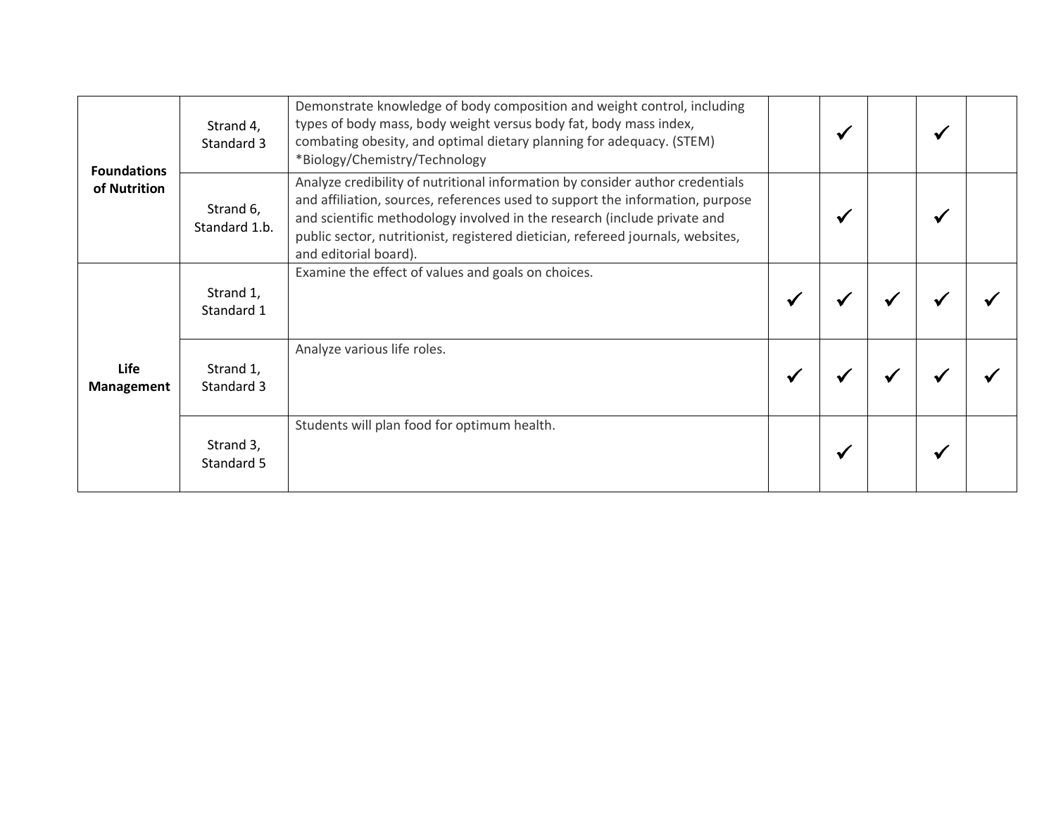| | | | | | | | |
|---|---|---|---|---|---|---|---|
| **Foundations of Nutrition** | Strand 4, Standard 3 | Demonstrate knowledge of body composition and weight control, including types of body mass, body weight versus body fat, body mass index, combating obesity, and optimal dietary planning for adequacy. (STEM) *Biology/Chemistry/Technology | | ✓ | | ✓ | |
| | Strand 6, Standard 1.b. | Analyze credibility of nutritional information by consider author credentials and affiliation, sources, references used to support the information, purpose and scientific methodology involved in the research (include private and public sector, nutritionist, registered dietician, refereed journals, websites, and editorial board). | | ✓ | | ✓ | |
| **Life Management** | Strand 1, Standard 1 | Examine the effect of values and goals on choices. | ✓ | ✓ | ✓ | ✓ | ✓ |
| | Strand 1, Standard 3 | Analyze various life roles. | ✓ | ✓ | ✓ | ✓ | ✓ |
| | Strand 3, Standard 5 | Students will plan food for optimum health. | | ✓ | | ✓ | |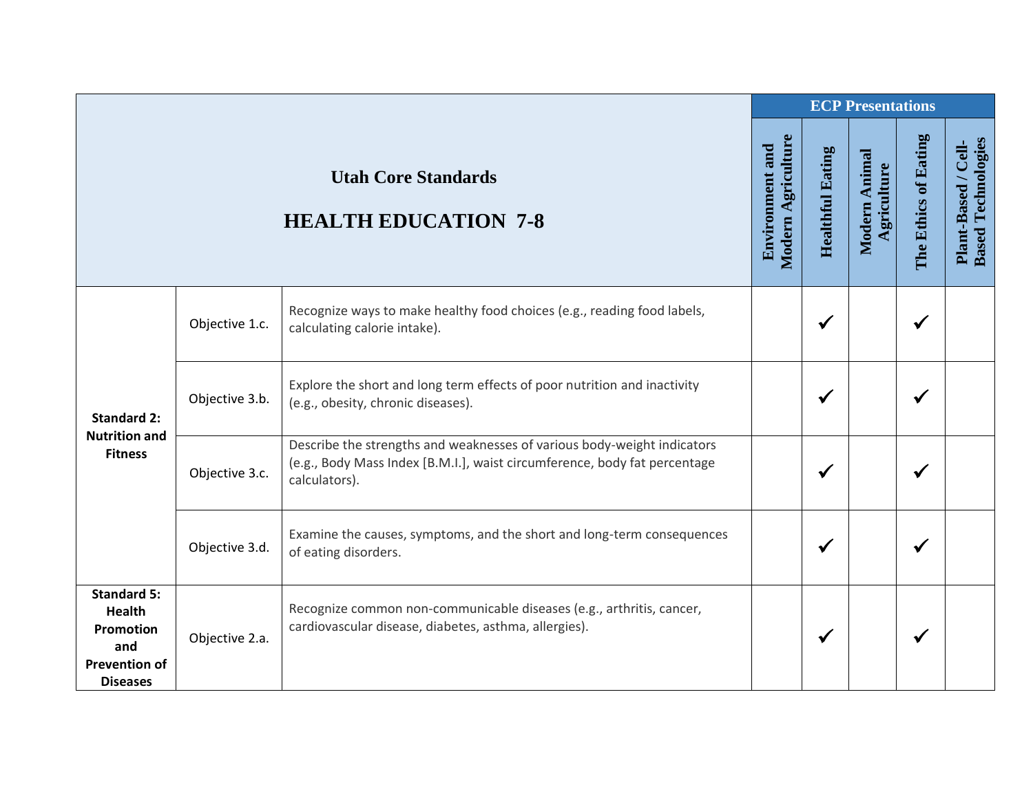| Utah Core Standards<br>HEALTH EDUCATION 7-8 | | | ECP Presentations | | | | |
|---|---|---|---|---|---|---|---|
| | | | Environment and Modern Agriculture | Healthful Eating | Modern Animal Agriculture | The Ethics of Eating | Plant-Based / Cell-Based Technologies |
| **Standard 2: Nutrition and Fitness** | Objective 1.c. | Recognize ways to make healthy food choices (e.g., reading food labels, calculating calorie intake). | | ✓ | | ✓ | |
| | Objective 3.b. | Explore the short and long term effects of poor nutrition and inactivity (e.g., obesity, chronic diseases). | | ✓ | | ✓ | |
| | Objective 3.c. | Describe the strengths and weaknesses of various body-weight indicators (e.g., Body Mass Index [B.M.I.], waist circumference, body fat percentage calculators). | | ✓ | | ✓ | |
| | Objective 3.d. | Examine the causes, symptoms, and the short and long-term consequences of eating disorders. | | ✓ | | ✓ | |
| **Standard 5: Health Promotion and Prevention of Diseases** | Objective 2.a. | Recognize common non-communicable diseases (e.g., arthritis, cancer, cardiovascular disease, diabetes, asthma, allergies). | | ✓ | | ✓ | |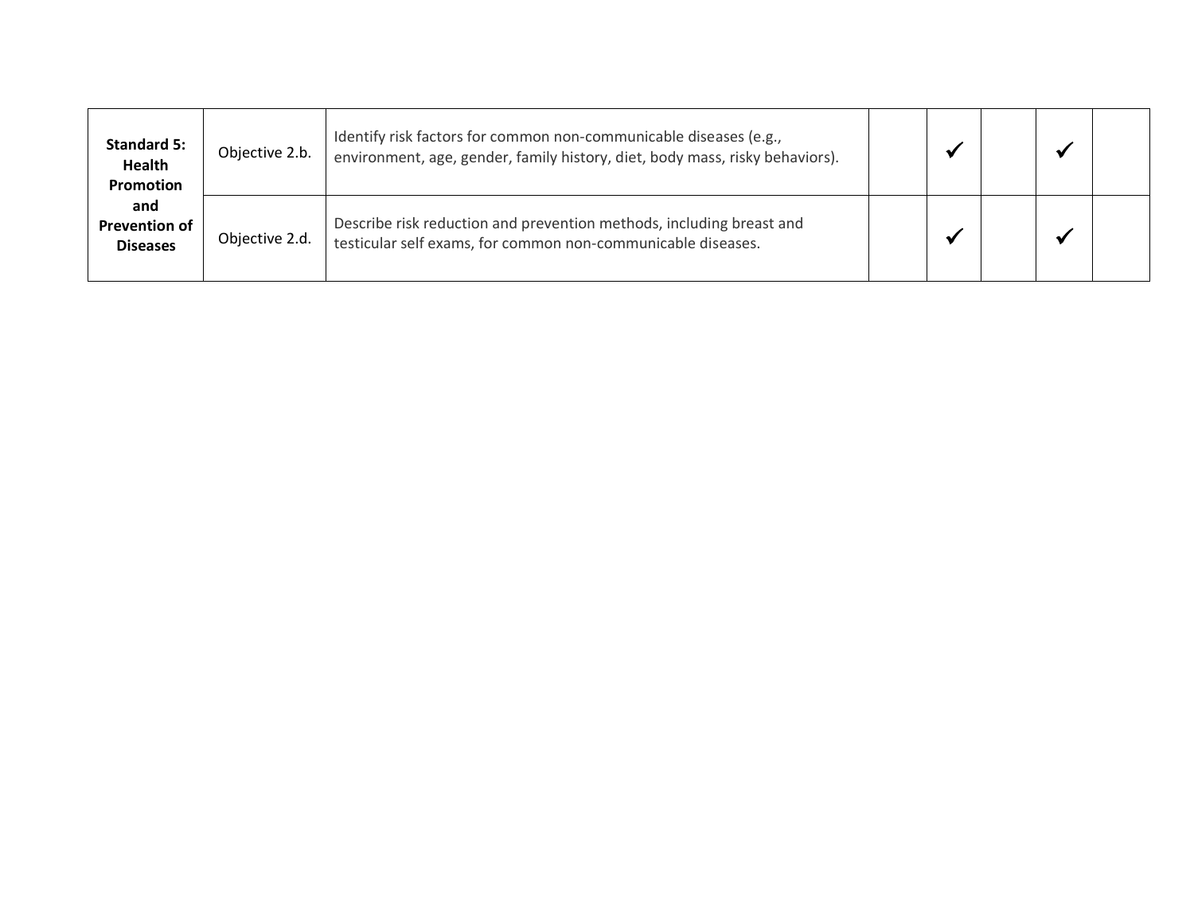| | | | | | | | |
|---|---|---|---|---|---|---|---|
| **Standard 5: Health Promotion and Prevention of Diseases** | Objective 2.b. | Identify risk factors for common non-communicable diseases (e.g., environment, age, gender, family history, diet, body mass, risky behaviors). | | ✓ | | ✓ | |
| | Objective 2.d. | Describe risk reduction and prevention methods, including breast and testicular self exams, for common non-communicable diseases. | | ✓ | | ✓ | |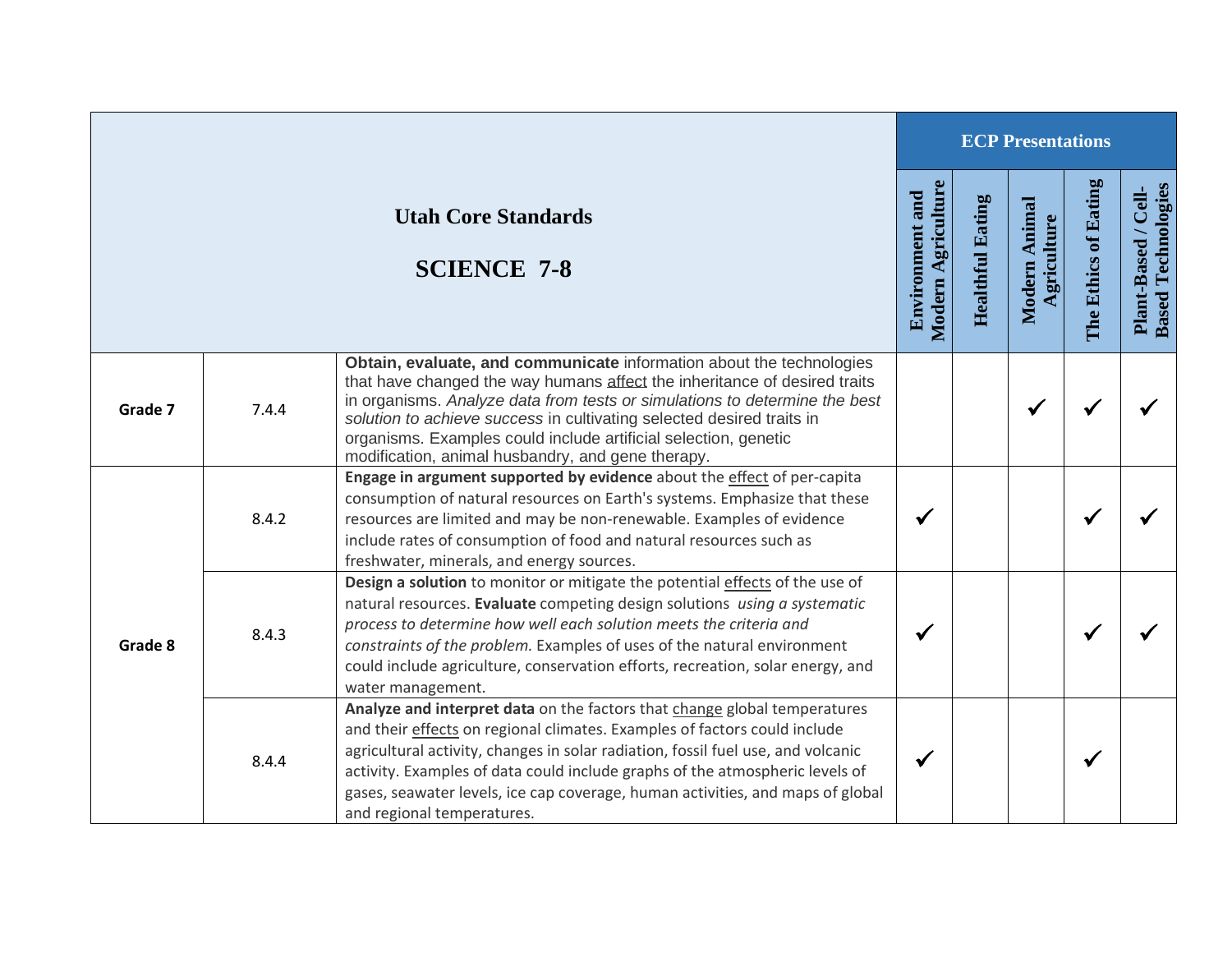| Utah Core Standards SCIENCE 7-8 | | | ECP Presentations | | | | |
|---|---|---|---|---|---|---|---|
| | | | Environment and Modern Agriculture | Healthful Eating | Modern Animal Agriculture | The Ethics of Eating | Plant-Based / Cell-Based Technologies |
| **Grade 7** | 7.4.4 | **Obtain, evaluate, and communicate** information about the technologies that have changed the way humans affect the inheritance of desired traits in organisms. *Analyze data from tests or simulations to determine the best solution to achieve success* in cultivating selected desired traits in organisms. Examples could include artificial selection, genetic modification, animal husbandry, and gene therapy. | | | ✓ | ✓ | ✓ |
| **Grade 8** | 8.4.2 | **Engage in argument supported by evidence** about the effect of per-capita consumption of natural resources on Earth's systems. Emphasize that these resources are limited and may be non-renewable. Examples of evidence include rates of consumption of food and natural resources such as freshwater, minerals, and energy sources. | ✓ | | | ✓ | ✓ |
| | 8.4.3 | **Design a solution** to monitor or mitigate the potential effects of the use of natural resources. **Evaluate** competing design solutions *using a systematic process to determine how well each solution meets the criteria and constraints of the problem.* Examples of uses of the natural environment could include agriculture, conservation efforts, recreation, solar energy, and water management. | ✓ | | | ✓ | ✓ |
| | 8.4.4 | **Analyze and interpret data** on the factors that change global temperatures and their effects on regional climates. Examples of factors could include agricultural activity, changes in solar radiation, fossil fuel use, and volcanic activity. Examples of data could include graphs of the atmospheric levels of gases, seawater levels, ice cap coverage, human activities, and maps of global and regional temperatures. | ✓ | | | ✓ | |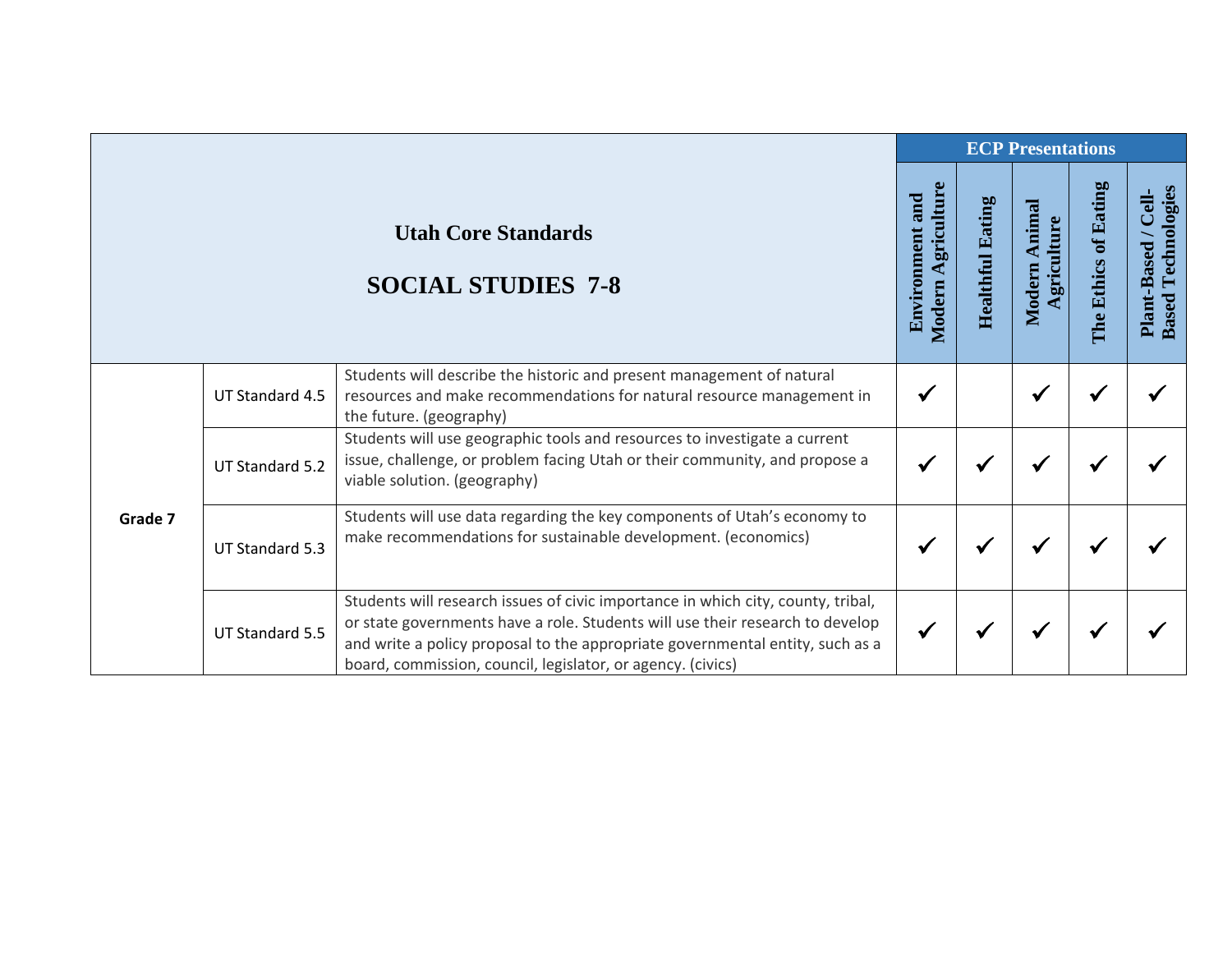| Utah Core Standards<br>SOCIAL STUDIES 7-8 | | | ECP Presentations | | | | |
|---|---|---|---|---|---|---|---|
| | | | Environment and Modern Agriculture | Healthful Eating | Modern Animal Agriculture | The Ethics of Eating | Plant-Based / Cell-Based Technologies |
| Grade 7 | UT Standard 4.5 | Students will describe the historic and present management of natural resources and make recommendations for natural resource management in the future. (geography) | ✓ | | ✓ | ✓ | ✓ |
| | UT Standard 5.2 | Students will use geographic tools and resources to investigate a current issue, challenge, or problem facing Utah or their community, and propose a viable solution. (geography) | ✓ | ✓ | ✓ | ✓ | ✓ |
| | UT Standard 5.3 | Students will use data regarding the key components of Utah's economy to make recommendations for sustainable development. (economics) | ✓ | ✓ | ✓ | ✓ | ✓ |
| | UT Standard 5.5 | Students will research issues of civic importance in which city, county, tribal, or state governments have a role. Students will use their research to develop and write a policy proposal to the appropriate governmental entity, such as a board, commission, council, legislator, or agency. (civics) | ✓ | ✓ | ✓ | ✓ | ✓ |